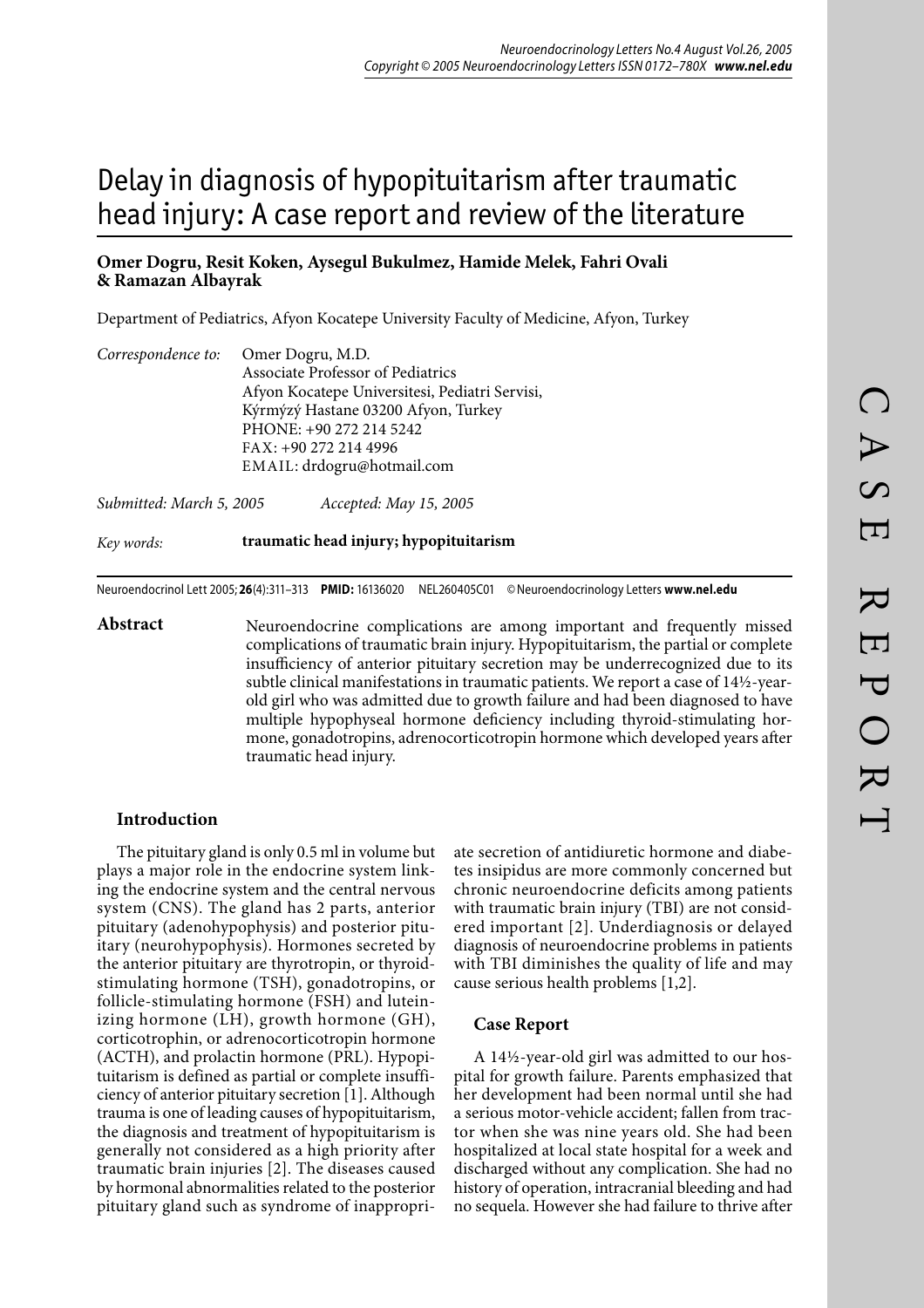# Delay in diagnosis of hypopituitarism after traumatic head injury: A case report and review of the literature

**Omer Dogru, Resit Koken, Aysegul Bukulmez, Hamide Melek, Fahri Ovali & Ramazan Albayrak**

Department of Pediatrics, Afyon Kocatepe University Faculty of Medicine, Afyon, Turkey

*Correspondence to:* Omer Dogru, M.D.
Associate Professor of Pediatrics
Afyon Kocatepe Universitesi, Pediatri Servisi,
Kýrmýzý Hastane 03200 Afyon, Turkey
PHONE: +90 272 214 5242
FAX: +90 272 214 4996
EMAIL: drdogru@hotmail.com

*Submitted: March 5, 2005* *Accepted: May 15, 2005*

*Key words:* **traumatic head injury; hypopituitarism**

Neuroendocrinol Lett 2005; **26**(4):311–313 **PMID:** 16136020 NEL260405C01 © Neuroendocrinology Letters **www.nel.edu**

**Abstract**

Neuroendocrine complications are among important and frequently missed complications of traumatic brain injury. Hypopituitarism, the partial or complete insufficiency of anterior pituitary secretion may be underrecognized due to its subtle clinical manifestations in traumatic patients. We report a case of 14½-year-old girl who was admitted due to growth failure and had been diagnosed to have multiple hypophyseal hormone deficiency including thyroid-stimulating hormone, gonadotropins, adrenocorticotropin hormone which developed years after traumatic head injury.

## Introduction

The pituitary gland is only 0.5 ml in volume but plays a major role in the endocrine system linking the endocrine system and the central nervous system (CNS). The gland has 2 parts, anterior pituitary (adenohypophysis) and posterior pituitary (neurohypophysis). Hormones secreted by the anterior pituitary are thyrotropin, or thyroid-stimulating hormone (TSH), gonadotropins, or follicle-stimulating hormone (FSH) and luteinizing hormone (LH), growth hormone (GH), corticotrophin, or adrenocorticotropin hormone (ACTH), and prolactin hormone (PRL). Hypopituitarism is defined as partial or complete insufficiency of anterior pituitary secretion [1]. Although trauma is one of leading causes of hypopituitarism, the diagnosis and treatment of hypopituitarism is generally not considered as a high priority after traumatic brain injuries [2]. The diseases caused by hormonal abnormalities related to the posterior pituitary gland such as syndrome of inappropriate secretion of antidiuretic hormone and diabetes insipidus are more commonly concerned but chronic neuroendocrine deficits among patients with traumatic brain injury (TBI) are not considered important [2]. Underdiagnosis or delayed diagnosis of neuroendocrine problems in patients with TBI diminishes the quality of life and may cause serious health problems [1,2].

## Case Report

A 14½-year-old girl was admitted to our hospital for growth failure. Parents emphasized that her development had been normal until she had a serious motor-vehicle accident; fallen from tractor when she was nine years old. She had been hospitalized at local state hospital for a week and discharged without any complication. She had no history of operation, intracranial bleeding and had no sequela. However she had failure to thrive after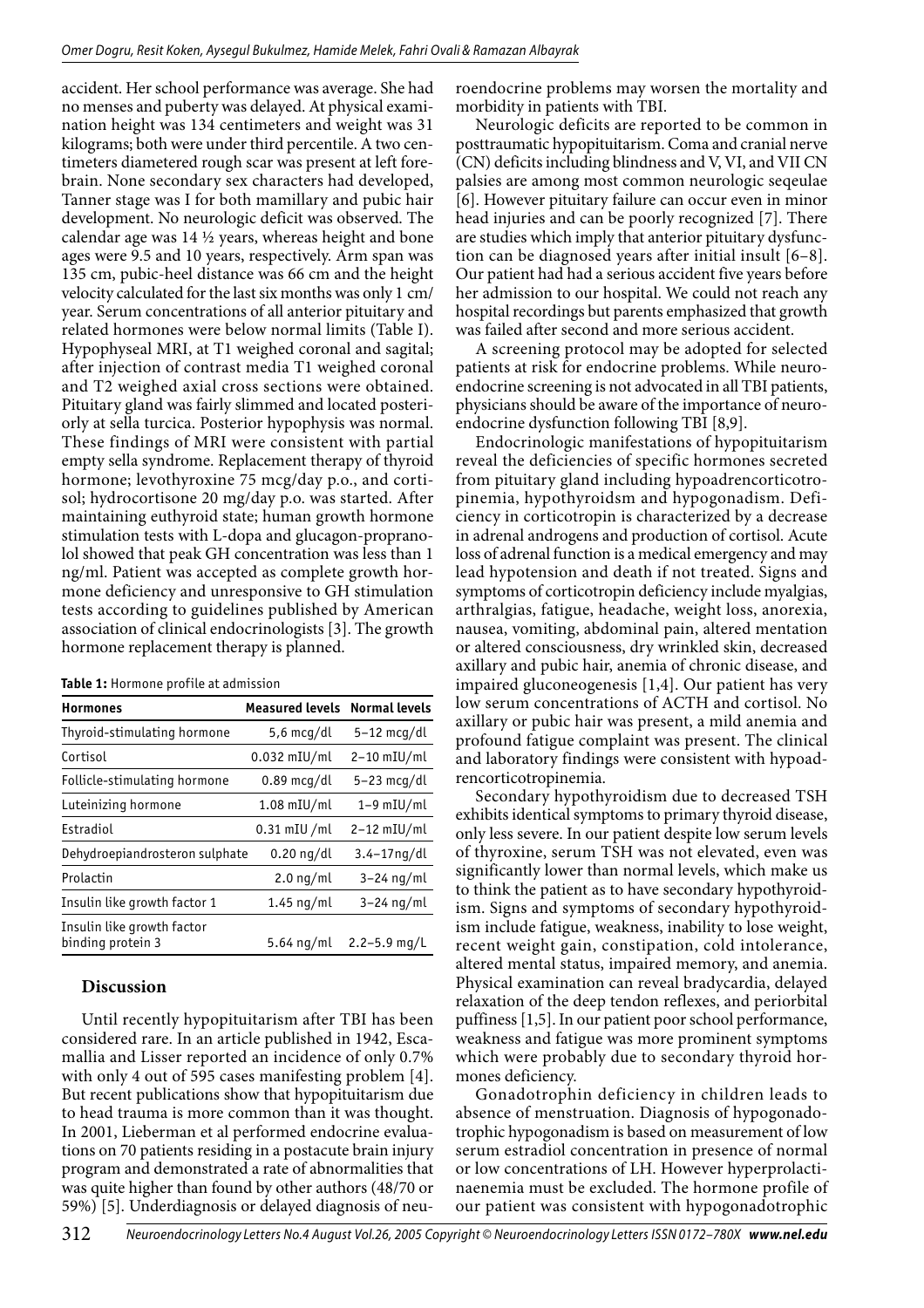accident. Her school performance was average. She had no menses and puberty was delayed. At physical examination height was 134 centimeters and weight was 31 kilograms; both were under third percentile. A two centimeters diametered rough scar was present at left forebrain. None secondary sex characters had developed, Tanner stage was I for both mamillary and pubic hair development. No neurologic deficit was observed. The calendar age was 14 ½ years, whereas height and bone ages were 9.5 and 10 years, respectively. Arm span was 135 cm, pubic-heel distance was 66 cm and the height velocity calculated for the last six months was only 1 cm/year. Serum concentrations of all anterior pituitary and related hormones were below normal limits (Table I). Hypophyseal MRI, at T1 weighed coronal and sagital; after injection of contrast media T1 weighed coronal and T2 weighed axial cross sections were obtained. Pituitary gland was fairly slimmed and located posteriorly at sella turcica. Posterior hypophysis was normal. These findings of MRI were consistent with partial empty sella syndrome. Replacement therapy of thyroid hormone; levothyroxine 75 mcg/day p.o., and cortisol; hydrocortisone 20 mg/day p.o. was started. After maintaining euthyroid state; human growth hormone stimulation tests with L-dopa and glucagon-propranolol showed that peak GH concentration was less than 1 ng/ml. Patient was accepted as complete growth hormone deficiency and unresponsive to GH stimulation tests according to guidelines published by American association of clinical endocrinologists [3]. The growth hormone replacement therapy is planned.

**Table 1:** Hormone profile at admission

| Hormones | Measured levels | Normal levels |
|---|---|---|
| Thyroid-stimulating hormone | 5,6 mcg/dl | 5–12 mcg/dl |
| Cortisol | 0.032 mIU/ml | 2–10 mIU/ml |
| Follicle-stimulating hormone | 0.89 mcg/dl | 5–23 mcg/dl |
| Luteinizing hormone | 1.08 mIU/ml | 1–9 mIU/ml |
| Estradiol | 0.31 mIU /ml | 2–12 mIU/ml |
| Dehydroepiandrosteron sulphate | 0.20 ng/dl | 3.4–17ng/dl |
| Prolactin | 2.0 ng/ml | 3–24 ng/ml |
| Insulin like growth factor 1 | 1.45 ng/ml | 3–24 ng/ml |
| Insulin like growth factor binding protein 3 | 5.64 ng/ml | 2.2–5.9 mg/L |

## Discussion

Until recently hypopituitarism after TBI has been considered rare. In an article published in 1942, Escamallia and Lisser reported an incidence of only 0.7% with only 4 out of 595 cases manifesting problem [4]. But recent publications show that hypopituitarism due to head trauma is more common than it was thought. In 2001, Lieberman et al performed endocrine evaluations on 70 patients residing in a postacute brain injury program and demonstrated a rate of abnormalities that was quite higher than found by other authors (48/70 or 59%) [5]. Underdiagnosis or delayed diagnosis of neuroendocrine problems may worsen the mortality and morbidity in patients with TBI.

Neurologic deficits are reported to be common in posttraumatic hypopituitarism. Coma and cranial nerve (CN) deficits including blindness and V, VI, and VII CN palsies are among most common neurologic seqeulae [6]. However pituitary failure can occur even in minor head injuries and can be poorly recognized [7]. There are studies which imply that anterior pituitary dysfunction can be diagnosed years after initial insult [6–8]. Our patient had had a serious accident five years before her admission to our hospital. We could not reach any hospital recordings but parents emphasized that growth was failed after second and more serious accident.

A screening protocol may be adopted for selected patients at risk for endocrine problems. While neuroendocrine screening is not advocated in all TBI patients, physicians should be aware of the importance of neuroendocrine dysfunction following TBI [8,9].

Endocrinologic manifestations of hypopituitarism reveal the deficiencies of specific hormones secreted from pituitary gland including hypoadrencorticotropinemia, hypothyroidsm and hypogonadism. Deficiency in corticotropin is characterized by a decrease in adrenal androgens and production of cortisol. Acute loss of adrenal function is a medical emergency and may lead hypotension and death if not treated. Signs and symptoms of corticotropin deficiency include myalgias, arthralgias, fatigue, headache, weight loss, anorexia, nausea, vomiting, abdominal pain, altered mentation or altered consciousness, dry wrinkled skin, decreased axillary and pubic hair, anemia of chronic disease, and impaired gluconeogenesis [1,4]. Our patient has very low serum concentrations of ACTH and cortisol. No axillary or pubic hair was present, a mild anemia and profound fatigue complaint was present. The clinical and laboratory findings were consistent with hypoadrencorticotropinemia.

Secondary hypothyroidism due to decreased TSH exhibits identical symptoms to primary thyroid disease, only less severe. In our patient despite low serum levels of thyroxine, serum TSH was not elevated, even was significantly lower than normal levels, which make us to think the patient as to have secondary hypothyroidism. Signs and symptoms of secondary hypothyroidism include fatigue, weakness, inability to lose weight, recent weight gain, constipation, cold intolerance, altered mental status, impaired memory, and anemia. Physical examination can reveal bradycardia, delayed relaxation of the deep tendon reflexes, and periorbital puffiness [1,5]. In our patient poor school performance, weakness and fatigue was more prominent symptoms which were probably due to secondary thyroid hormones deficiency.

Gonadotrophin deficiency in children leads to absence of menstruation. Diagnosis of hypogonadotrophic hypogonadism is based on measurement of low serum estradiol concentration in presence of normal or low concentrations of LH. However hyperprolactinaenemia must be excluded. The hormone profile of our patient was consistent with hypogonadotrophic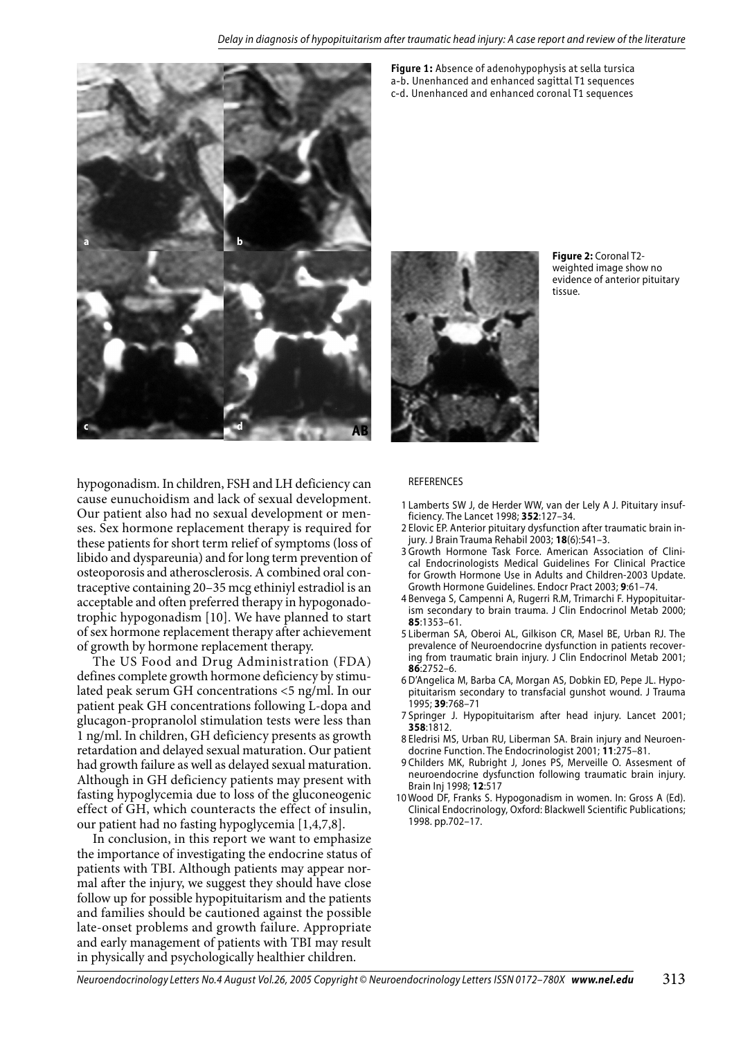**Figure 1:** Absence of adenohypophysis at sella tursica
a-b. Unenhanced and enhanced sagittal T1 sequences
c-d. Unenhanced and enhanced coronal T1 sequences

**Figure 2:** Coronal T2-weighted image show no evidence of anterior pituitary tissue.

hypogonadism. In children, FSH and LH deficiency can cause eunuchoidism and lack of sexual development. Our patient also had no sexual development or menses. Sex hormone replacement therapy is required for these patients for short term relief of symptoms (loss of libido and dyspareunia) and for long term prevention of osteoporosis and atherosclerosis. A combined oral contraceptive containing 20–35 mcg ethiniyl estradiol is an acceptable and often preferred therapy in hypogonadotrophic hypogonadism [10]. We have planned to start of sex hormone replacement therapy after achievement of growth by hormone replacement therapy.

The US Food and Drug Administration (FDA) defines complete growth hormone deficiency by stimulated peak serum GH concentrations <5 ng/ml. In our patient peak GH concentrations following L-dopa and glucagon-propranolol stimulation tests were less than 1 ng/ml. In children, GH deficiency presents as growth retardation and delayed sexual maturation. Our patient had growth failure as well as delayed sexual maturation. Although in GH deficiency patients may present with fasting hypoglycemia due to loss of the gluconeogenic effect of GH, which counteracts the effect of insulin, our patient had no fasting hypoglycemia [1,4,7,8].

In conclusion, in this report we want to emphasize the importance of investigating the endocrine status of patients with TBI. Although patients may appear normal after the injury, we suggest they should have close follow up for possible hypopituitarism and the patients and families should be cautioned against the possible late-onset problems and growth failure. Appropriate and early management of patients with TBI may result in physically and psychologically healthier children.

REFERENCES

1. Lamberts SW J, de Herder WW, van der Lely A J. Pituitary insufficiency. The Lancet 1998; **352**:127–34.
2. Elovic EP. Anterior pituitary dysfunction after traumatic brain injury. J Brain Trauma Rehabil 2003; **18**(6):541–3.
3. Growth Hormone Task Force. American Association of Clinical Endocrinologists Medical Guidelines For Clinical Practice for Growth Hormone Use in Adults and Children-2003 Update. Growth Hormone Guidelines. Endocr Pract 2003; **9**:61–74.
4. Benvega S, Campenni A, Rugerri R.M, Trimarchi F. Hypopituitarism secondary to brain trauma. J Clin Endocrinol Metab 2000; **85**:1353–61.
5. Liberman SA, Oberoi AL, Gilkison CR, Masel BE, Urban RJ. The prevalence of Neuroendocrine dysfunction in patients recovering from traumatic brain injury. J Clin Endocrinol Metab 2001; **86**:2752–6.
6. D'Angelica M, Barba CA, Morgan AS, Dobkin ED, Pepe JL. Hypopituitarism secondary to transfacial gunshot wound. J Trauma 1995; **39**:768–71
7. Springer J. Hypopituitarism after head injury. Lancet 2001; **358**:1812.
8. Eledrisi MS, Urban RU, Liberman SA. Brain injury and Neuroendocrine Function. The Endocrinologist 2001; **11**:275–81.
9. Childers MK, Rubright J, Jones PS, Merveille O. Assesment of neuroendocrine dysfunction following traumatic brain injury. Brain Inj 1998; **12**:517
10. Wood DF, Franks S. Hypogonadism in women. In: Gross A (Ed). Clinical Endocrinology, Oxford: Blackwell Scientific Publications; 1998. pp.702–17.